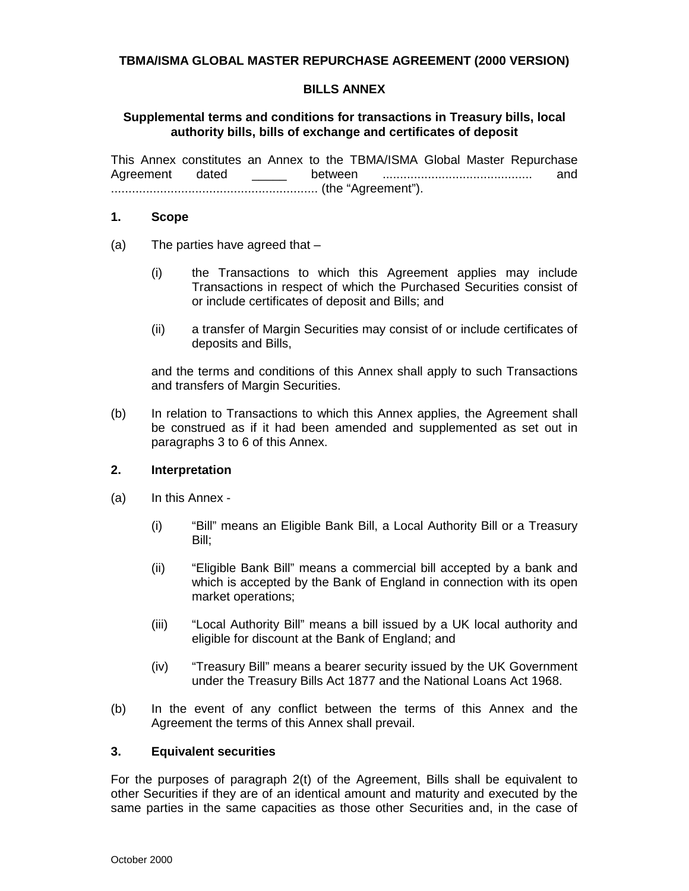**TBMA/ISMA GLOBAL MASTER REPURCHASE AGREEMENT (2000 VERSION)**

**BILLS ANNEX**

**Supplemental terms and conditions for transactions in Treasury bills, local authority bills, bills of exchange and certificates of deposit**

This Annex constitutes an Annex to the TBMA/ISMA Global Master Repurchase Agreement dated _____ between .......................................... and .......................................................... (the "Agreement").

## 1. Scope

(a) The parties have agreed that –

(i) the Transactions to which this Agreement applies may include Transactions in respect of which the Purchased Securities consist of or include certificates of deposit and Bills; and

(ii) a transfer of Margin Securities may consist of or include certificates of deposits and Bills,

and the terms and conditions of this Annex shall apply to such Transactions and transfers of Margin Securities.

(b) In relation to Transactions to which this Annex applies, the Agreement shall be construed as if it had been amended and supplemented as set out in paragraphs 3 to 6 of this Annex.

## 2. Interpretation

(a) In this Annex -

(i) "Bill" means an Eligible Bank Bill, a Local Authority Bill or a Treasury Bill;

(ii) "Eligible Bank Bill" means a commercial bill accepted by a bank and which is accepted by the Bank of England in connection with its open market operations;

(iii) "Local Authority Bill" means a bill issued by a UK local authority and eligible for discount at the Bank of England; and

(iv) "Treasury Bill" means a bearer security issued by the UK Government under the Treasury Bills Act 1877 and the National Loans Act 1968.

(b) In the event of any conflict between the terms of this Annex and the Agreement the terms of this Annex shall prevail.

## 3. Equivalent securities

For the purposes of paragraph 2(t) of the Agreement, Bills shall be equivalent to other Securities if they are of an identical amount and maturity and executed by the same parties in the same capacities as those other Securities and, in the case of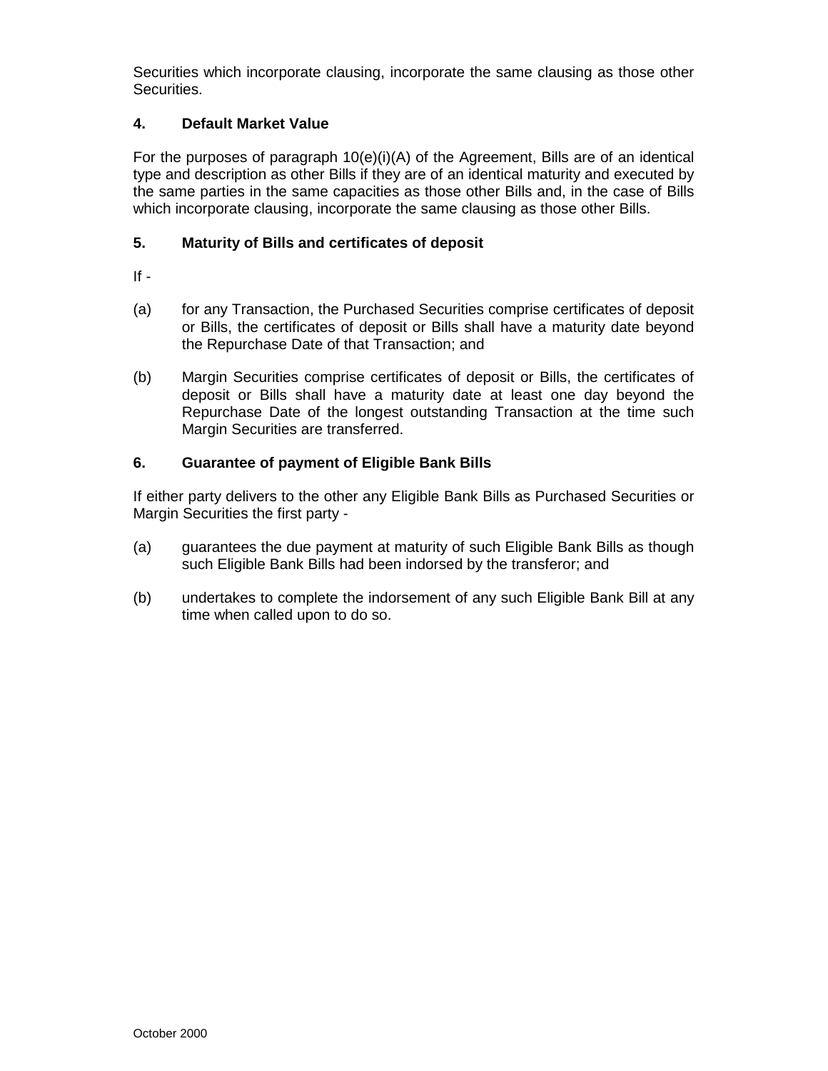Securities which incorporate clausing, incorporate the same clausing as those other Securities.

## 4. Default Market Value

For the purposes of paragraph 10(e)(i)(A) of the Agreement, Bills are of an identical type and description as other Bills if they are of an identical maturity and executed by the same parties in the same capacities as those other Bills and, in the case of Bills which incorporate clausing, incorporate the same clausing as those other Bills.

## 5. Maturity of Bills and certificates of deposit

If -

(a) for any Transaction, the Purchased Securities comprise certificates of deposit or Bills, the certificates of deposit or Bills shall have a maturity date beyond the Repurchase Date of that Transaction; and

(b) Margin Securities comprise certificates of deposit or Bills, the certificates of deposit or Bills shall have a maturity date at least one day beyond the Repurchase Date of the longest outstanding Transaction at the time such Margin Securities are transferred.

## 6. Guarantee of payment of Eligible Bank Bills

If either party delivers to the other any Eligible Bank Bills as Purchased Securities or Margin Securities the first party -

(a) guarantees the due payment at maturity of such Eligible Bank Bills as though such Eligible Bank Bills had been indorsed by the transferor; and

(b) undertakes to complete the indorsement of any such Eligible Bank Bill at any time when called upon to do so.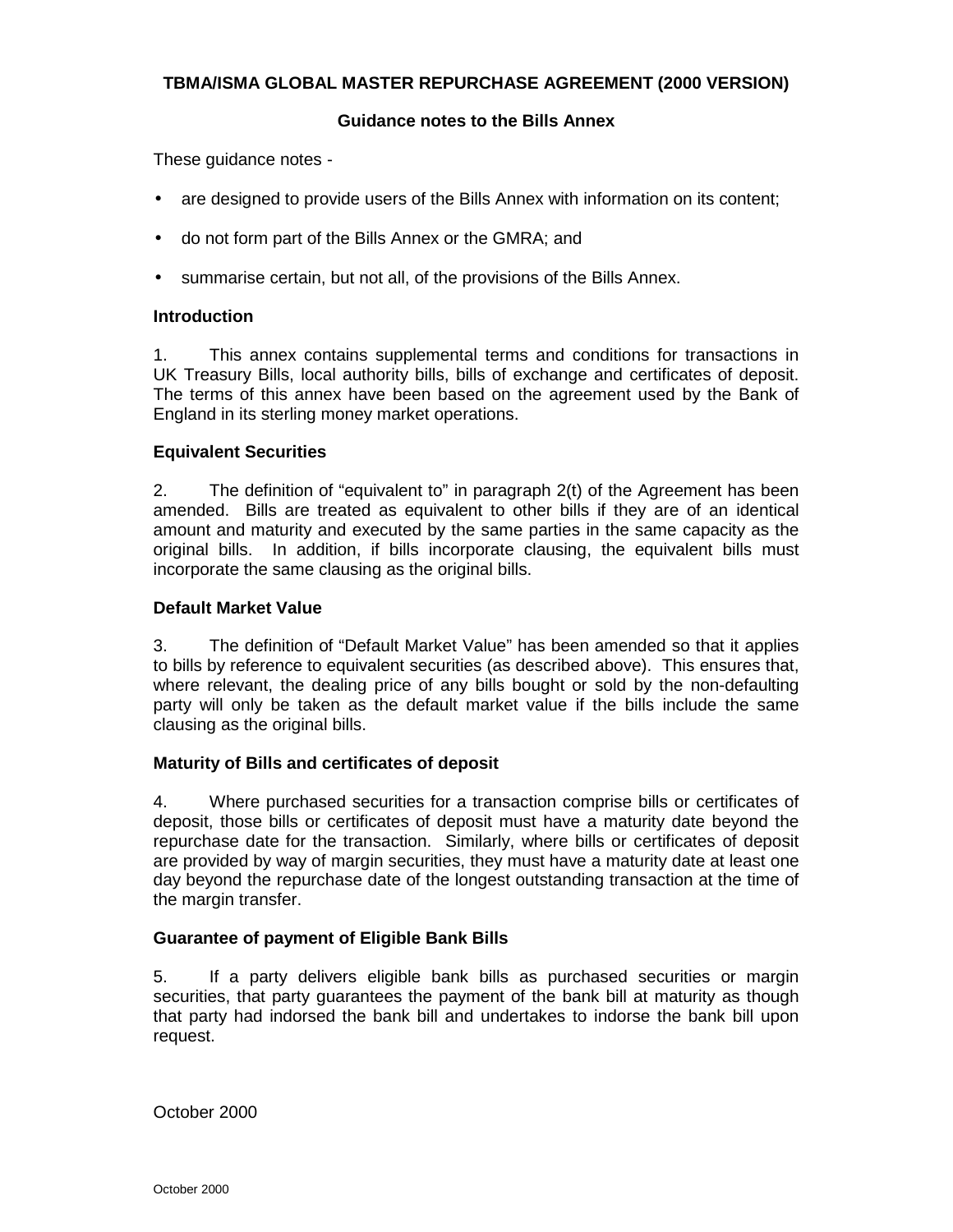**TBMA/ISMA GLOBAL MASTER REPURCHASE AGREEMENT (2000 VERSION)**

**Guidance notes to the Bills Annex**

These guidance notes -

- are designed to provide users of the Bills Annex with information on its content;
- do not form part of the Bills Annex or the GMRA; and
- summarise certain, but not all, of the provisions of the Bills Annex.

**Introduction**

1. This annex contains supplemental terms and conditions for transactions in UK Treasury Bills, local authority bills, bills of exchange and certificates of deposit. The terms of this annex have been based on the agreement used by the Bank of England in its sterling money market operations.

**Equivalent Securities**

2. The definition of "equivalent to" in paragraph 2(t) of the Agreement has been amended. Bills are treated as equivalent to other bills if they are of an identical amount and maturity and executed by the same parties in the same capacity as the original bills. In addition, if bills incorporate clausing, the equivalent bills must incorporate the same clausing as the original bills.

**Default Market Value**

3. The definition of "Default Market Value" has been amended so that it applies to bills by reference to equivalent securities (as described above). This ensures that, where relevant, the dealing price of any bills bought or sold by the non-defaulting party will only be taken as the default market value if the bills include the same clausing as the original bills.

**Maturity of Bills and certificates of deposit**

4. Where purchased securities for a transaction comprise bills or certificates of deposit, those bills or certificates of deposit must have a maturity date beyond the repurchase date for the transaction. Similarly, where bills or certificates of deposit are provided by way of margin securities, they must have a maturity date at least one day beyond the repurchase date of the longest outstanding transaction at the time of the margin transfer.

**Guarantee of payment of Eligible Bank Bills**

5. If a party delivers eligible bank bills as purchased securities or margin securities, that party guarantees the payment of the bank bill at maturity as though that party had indorsed the bank bill and undertakes to indorse the bank bill upon request.

October 2000